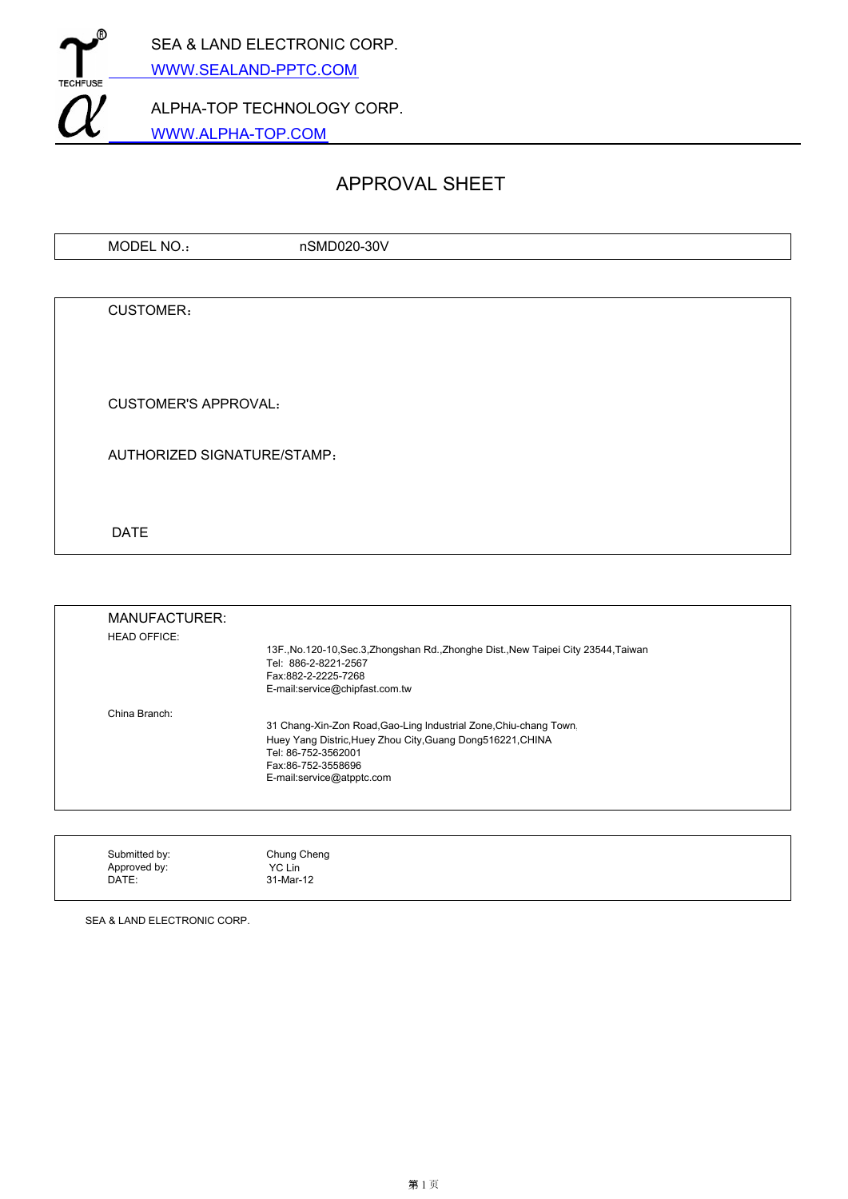SEA & LAND ELECTRONIC CORP.

WWW.SEALAND-PPTC.COM

ALPHA-TOP TECHNOLOGY CORP.

WWW.ALPHA-TOP.COM

# APPROVAL SHEET

| MODEL NO.： | nSMD020-30V |
|---|---|

CUSTOMER：

CUSTOMER'S APPROVAL：

AUTHORIZED SIGNATURE/STAMP：

DATE

MANUFACTURER:

HEAD OFFICE:

13F.,No.120-10,Sec.3,Zhongshan Rd.,Zhonghe Dist.,New Taipei City 23544,Taiwan
Tel: 886-2-8221-2567
Fax:882-2-2225-7268
E-mail:service@chipfast.com.tw

China Branch:

31 Chang-Xin-Zon Road,Gao-Ling Industrial Zone,Chiu-chang Town,
Huey Yang Distric,Huey Zhou City,Guang Dong516221,CHINA
Tel: 86-752-3562001
Fax:86-752-3558696
E-mail:service@atpptc.com

| | |
|---|---|
| Submitted by: | Chung Cheng |
| Approved by: | YC Lin |
| DATE: | 31-Mar-12 |

SEA & LAND ELECTRONIC CORP.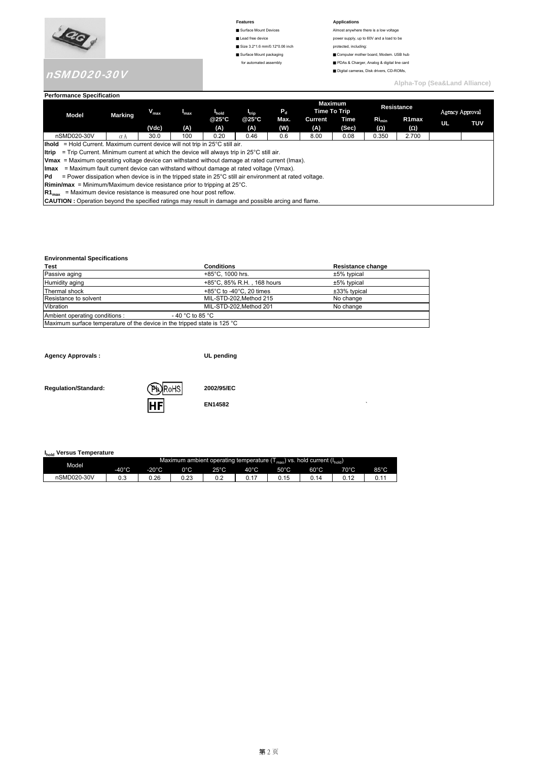# nSMD020-30V

**Features**

- Surface Mount Devices
- Lead free device
- Size 3.2*1.6 mm/0.12*0.06 inch
- Surface Mount packaging for automated assembly

**Applications**

Almost anywhere there is a low voltage power supply, up to 60V and a load to be protected, including:

- Computer mother board, Modem. USB hub
- PDAs & Charger, Analog & digital line card
- Digital cameras, Disk drivers, CD-ROMs,

Alpha-Top (Sea&Land Alliance)

## Performance Specification

| Model | Marking | $V_{max}$ | $I_{max}$ | $I_{hold}$ @25°C | $I_{trip}$ @25°C | $P_d$ Max. | Maximum Time To Trip | | Resistance | | Agency Approval | |
|---|---|---|---|---|---|---|---|---|---|---|---|---|
| | | (Vdc) | (A) | (A) | (A) | (W) | Current (A) | Time (Sec) | $Ri_{min}$ (Ω) | R1max (Ω) | UL | TUV |
| nSMD020-30V | αA | 30.0 | 100 | 0.20 | 0.46 | 0.6 | 8.00 | 0.08 | 0.350 | 2.700 | | |

**Ihold** = Hold Current. Maximum current device will not trip in 25°C still air.
**Itrip** = Trip Current. Minimum current at which the device will always trip in 25°C still air.
**Vmax** = Maximum operating voltage device can withstand without damage at rated current (Imax).
**Imax** = Maximum fault current device can withstand without damage at rated voltage (Vmax).
**Pd** = Power dissipation when device is in the tripped state in 25°C still air environment at rated voltage.
**Rimin/max** = Minimum/Maximum device resistance prior to tripping at 25°C.
**$R1_{max}$** = Maximum device resistance is measured one hour post reflow.
**CAUTION :** Operation beyond the specified ratings may result in damage and possible arcing and flame.

## Environmental Specifications

| Test | Conditions | Resistance change |
|---|---|---|
| Passive aging | +85°C, 1000 hrs. | ±5% typical |
| Humidity aging | +85°C, 85% R.H. , 168 hours | ±5% typical |
| Thermal shock | +85°C to -40°C, 20 times | ±33% typical |
| Resistance to solvent | MIL-STD-202,Method 215 | No change |
| Vibration | MIL-STD-202,Method 201 | No change |
| Ambient operating conditions : | - 40 °C to 85 °C | |
| Maximum surface temperature of the device in the tripped state is 125 °C | | |

**Agency Approvals :** **UL pending**

**Regulation/Standard:** (Pb) RoHS **2002/95/EC**

HF **EN14582**

## $I_{hold}$ Versus Temperature

| Model | Maximum ambient operating temperature ($T_{mao}$) vs. hold current ($I_{hold}$) | | | | | | | | |
|---|---|---|---|---|---|---|---|---|---|
| | -40°C | -20°C | 0°C | 25°C | 40°C | 50°C | 60°C | 70°C | 85°C |
| nSMD020-30V | 0.3 | 0.26 | 0.23 | 0.2 | 0.17 | 0.15 | 0.14 | 0.12 | 0.11 |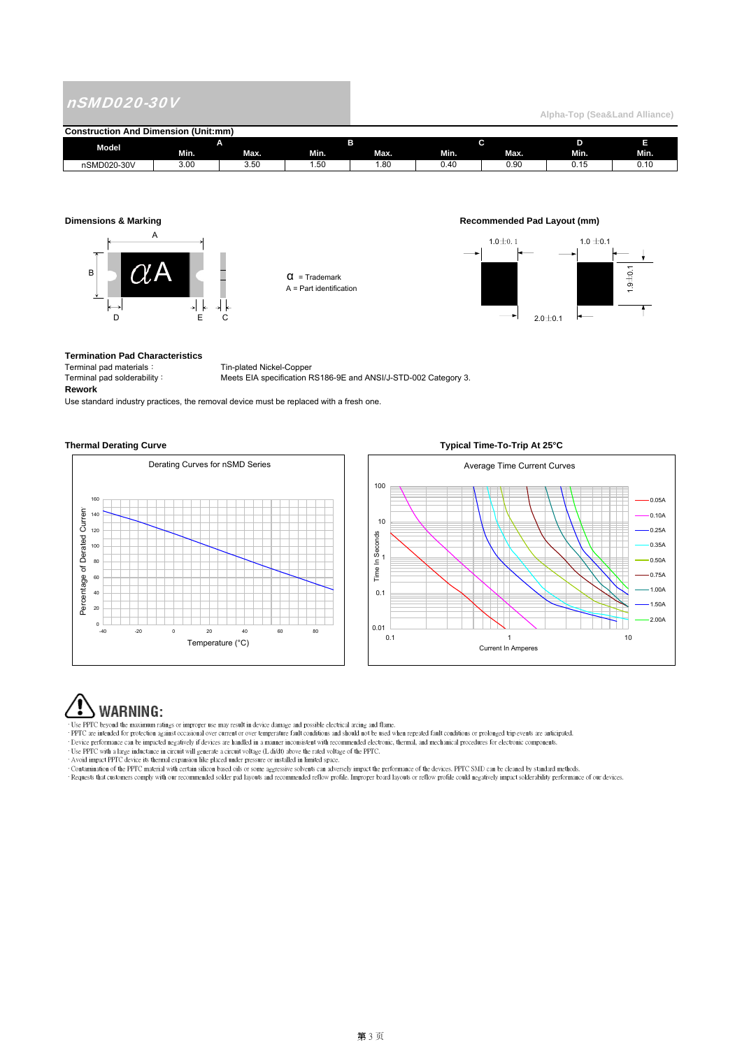# nSMD020-30V

Alpha-Top (Sea&Land Alliance)

**Construction And Dimension (Unit:mm)**

| Model | A | | B | | C | | D | E |
|---|---|---|---|---|---|---|---|---|
| | Min. | Max. | Min. | Max. | Min. | Max. | Min. | Min. |
| nSMD020-30V | 3.00 | 3.50 | 1.50 | 1.80 | 0.40 | 0.90 | 0.15 | 0.10 |

**Dimensions & Marking**

α = Trademark
A = Part identification

**Recommended Pad Layout (mm)**

1.0±0.1 &nbsp;&nbsp; 1.0 ±0.1 &nbsp;&nbsp; 1.9±0.1 &nbsp;&nbsp; 2.0±0.1

**Termination Pad Characteristics**

Terminal pad materials： Tin-plated Nickel-Copper

Terminal pad solderability： Meets EIA specification RS186-9E and ANSI/J-STD-002 Category 3.

**Rework**

Use standard industry practices, the removal device must be replaced with a fresh one.

**Thermal Derating Curve**

Derating Curves for nSMD Series

**Typical Time-To-Trip At 25°C**

Average Time Current Curves

## WARNING:

· Use PPTC beyond the maximum ratings or improper use may result in device damage and possible electrical arcing and flame.
· PPTC are intended for protection against occasional over current or over temperature fault conditions and should not be used when repeated fault conditions or prolonged trip events are anticipated.
· Device performance can be impacted negatively if devices are handled in a manner inconsistent with recommended electronic, thermal, and mechanical procedures for electronic components.
· Use PPTC with a large inductance in circuit will generate a circuit voltage (L di/dt) above the rated voltage of the PPTC.
· Avoid impact PPTC device its thermal expansion like placed under pressure or installed in limited space.
· Contamination of the PPTC material with certain silicon based oils or some aggressive solvents can adversely impact the performance of the devices. PPTC SMD can be cleaned by standard methods.
· Requests that customers comply with our recommended solder pad layouts and recommended reflow profile. Improper board layouts or reflow profile could negatively impact solderability performance of our devices.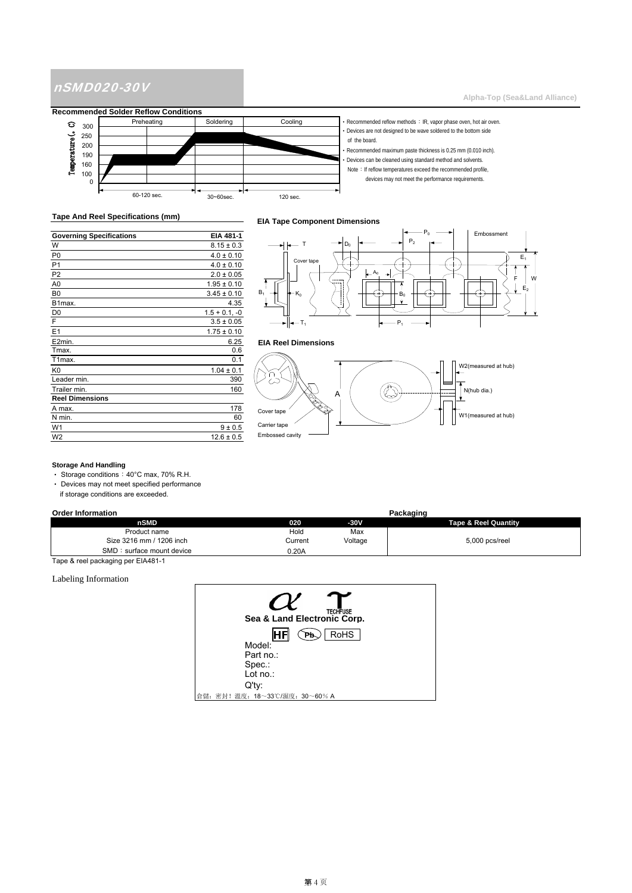# nSMD020-30V

Alpha-Top (Sea&Land Alliance)

## Recommended Solder Reflow Conditions

Temperature(°C)
300
250
200
190
160
100
0

Preheating
Soldering
Cooling

60-120 sec.
30~60sec.
120 sec.

- Recommended reflow methods：IR, vapor phase oven, hot air oven.
- Devices are not designed to be wave soldered to the bottom side of the board.
- Recommended maximum paste thickness is 0.25 mm (0.010 inch).
- Devices can be cleaned using standard method and solvents.
  Note：If reflow temperatures exceed the recommended profile, devices may not meet the performance requirements.

## Tape And Reel Specifications (mm)

| Governing Specifications | EIA 481-1 |
|---|---|
| W | 8.15 ± 0.3 |
| P0 | 4.0 ± 0.10 |
| P1 | 4.0 ± 0.10 |
| P2 | 2.0 ± 0.05 |
| A0 | 1.95 ± 0.10 |
| B0 | 3.45 ± 0.10 |
| B1max. | 4.35 |
| D0 | 1.5 + 0.1, -0 |
| F | 3.5 ± 0.05 |
| E1 | 1.75 ± 0.10 |
| E2min. | 6.25 |
| Tmax. | 0.6 |
| T1max. | 0.1 |
| K0 | 1.04 ± 0.1 |
| Leader min. | 390 |
| Trailer min. | 160 |
| **Reel Dimensions** | |
| A max. | 178 |
| N min. | 60 |
| W1 | 9 ± 0.5 |
| W2 | 12.6 ± 0.5 |

### EIA Tape Component Dimensions

$P_0$ Embossment T $D_0$ $P_2$ Cover tape $A_0$ $E_1$ F W $E_2$ $B_1$ $K_0$ $B_0$ $T_1$ $P_1$

### EIA Reel Dimensions

A
W2(measured at hub)
N(hub dia.)
W1(measured at hub)
Cover tape
Carrier tape
Embossed cavity

### Storage And Handling

- Storage conditions：40°C max, 70% R.H.
- Devices may not meet specified performance if storage conditions are exceeded.

### Order Information

| nSMD | 020 | -30V | Packaging: Tape & Reel Quantity |
|---|---|---|---|
| Product name<br>Size 3216 mm / 1206 inch<br>SMD：surface mount device | Hold<br>Current<br>0.20A | Max<br>Voltage | 5,000 pcs/reel |

Tape & reel packaging per EIA481-1

### Labeling Information

TECHFUSE
Sea & Land Electronic Corp.
HF Pb RoHS
Model:
Part no.:
Spec.:
Lot no.:
Q'ty:
倉儲：密封！溫度：18～33℃/濕度：30～60％ A